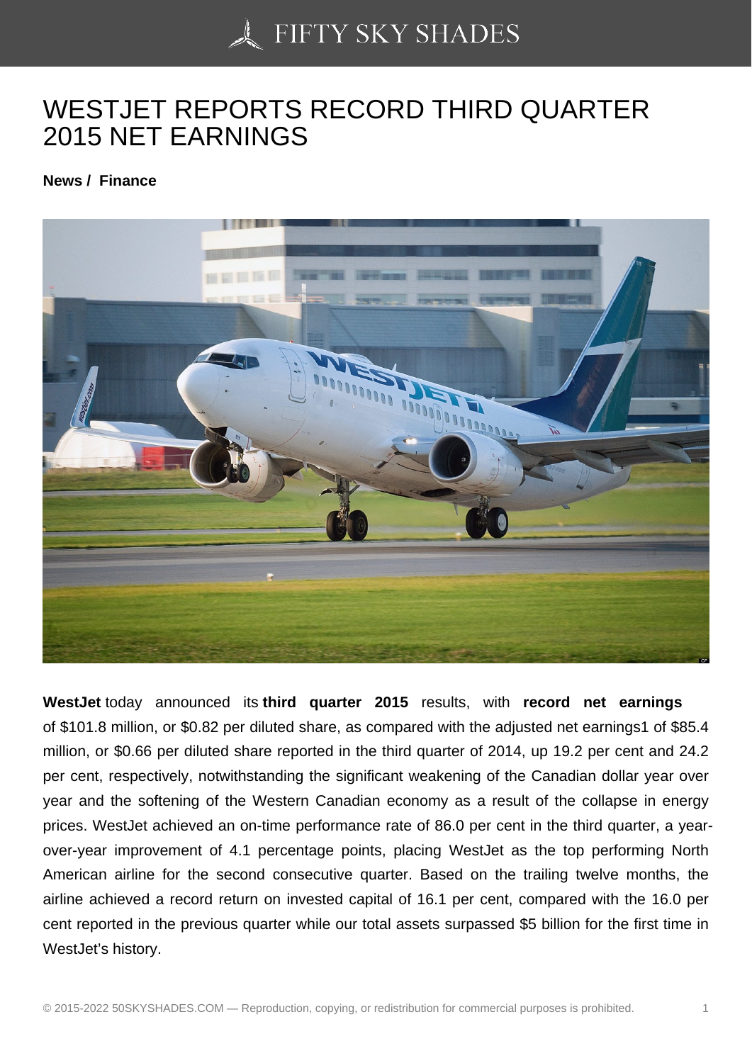# WESTJET REPORTS RECORD THIRD QUARTER 2015 NET EARNINGS

**News / Finance**

**WestJet** today announced its **third quarter 2015** results, with **record net earnings** of $101.8 million, or $0.82 per diluted share, as compared with the adjusted net earnings1 of $85.4 million, or $0.66 per diluted share reported in the third quarter of 2014, up 19.2 per cent and 24.2 per cent, respectively, notwithstanding the significant weakening of the Canadian dollar year over year and the softening of the Western Canadian economy as a result of the collapse in energy prices. WestJet achieved an on-time performance rate of 86.0 per cent in the third quarter, a year-over-year improvement of 4.1 percentage points, placing WestJet as the top performing North American airline for the second consecutive quarter. Based on the trailing twelve months, the airline achieved a record return on invested capital of 16.1 per cent, compared with the 16.0 per cent reported in the previous quarter while our total assets surpassed $5 billion for the first time in WestJet's history.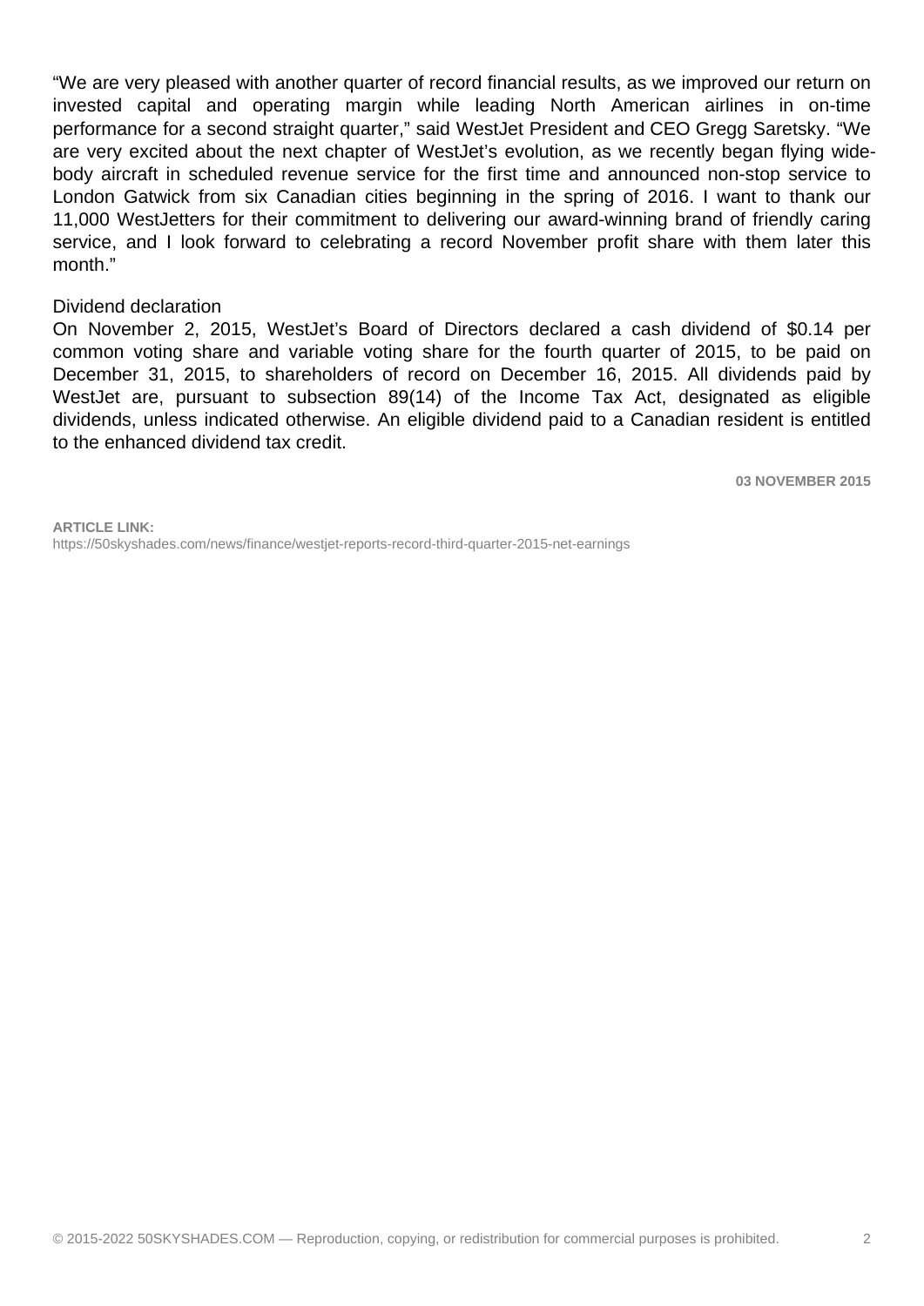“We are very pleased with another quarter of record financial results, as we improved our return on invested capital and operating margin while leading North American airlines in on-time performance for a second straight quarter,” said WestJet President and CEO Gregg Saretsky. “We are very excited about the next chapter of WestJet’s evolution, as we recently began flying wide-body aircraft in scheduled revenue service for the first time and announced non-stop service to London Gatwick from six Canadian cities beginning in the spring of 2016. I want to thank our 11,000 WestJetters for their commitment to delivering our award-winning brand of friendly caring service, and I look forward to celebrating a record November profit share with them later this month.”

Dividend declaration

On November 2, 2015, WestJet’s Board of Directors declared a cash dividend of $0.14 per common voting share and variable voting share for the fourth quarter of 2015, to be paid on December 31, 2015, to shareholders of record on December 16, 2015. All dividends paid by WestJet are, pursuant to subsection 89(14) of the Income Tax Act, designated as eligible dividends, unless indicated otherwise. An eligible dividend paid to a Canadian resident is entitled to the enhanced dividend tax credit.

**03 NOVEMBER 2015**

**ARTICLE LINK:**
https://50skyshades.com/news/finance/westjet-reports-record-third-quarter-2015-net-earnings